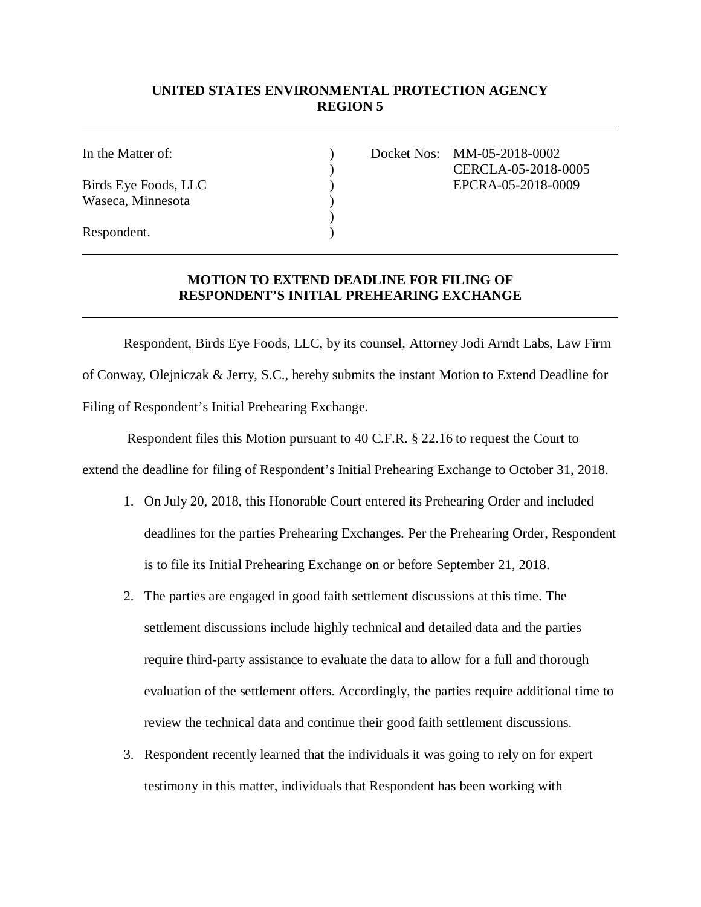**UNITED STATES ENVIRONMENTAL PROTECTION AGENCY**
**REGION 5**

---

| | | |
|---|---|---|
| In the Matter of: | ) | Docket Nos: MM-05-2018-0002 |
| | ) | CERCLA-05-2018-0005 |
| Birds Eye Foods, LLC | ) | EPCRA-05-2018-0009 |
| Waseca, Minnesota | ) | |
| | ) | |
| Respondent. | ) | |

---

**MOTION TO EXTEND DEADLINE FOR FILING OF RESPONDENT'S INITIAL PREHEARING EXCHANGE**

---

Respondent, Birds Eye Foods, LLC, by its counsel, Attorney Jodi Arndt Labs, Law Firm of Conway, Olejniczak & Jerry, S.C., hereby submits the instant Motion to Extend Deadline for Filing of Respondent's Initial Prehearing Exchange.

Respondent files this Motion pursuant to 40 C.F.R. § 22.16 to request the Court to extend the deadline for filing of Respondent's Initial Prehearing Exchange to October 31, 2018.

1. On July 20, 2018, this Honorable Court entered its Prehearing Order and included deadlines for the parties Prehearing Exchanges. Per the Prehearing Order, Respondent is to file its Initial Prehearing Exchange on or before September 21, 2018.
2. The parties are engaged in good faith settlement discussions at this time. The settlement discussions include highly technical and detailed data and the parties require third-party assistance to evaluate the data to allow for a full and thorough evaluation of the settlement offers. Accordingly, the parties require additional time to review the technical data and continue their good faith settlement discussions.
3. Respondent recently learned that the individuals it was going to rely on for expert testimony in this matter, individuals that Respondent has been working with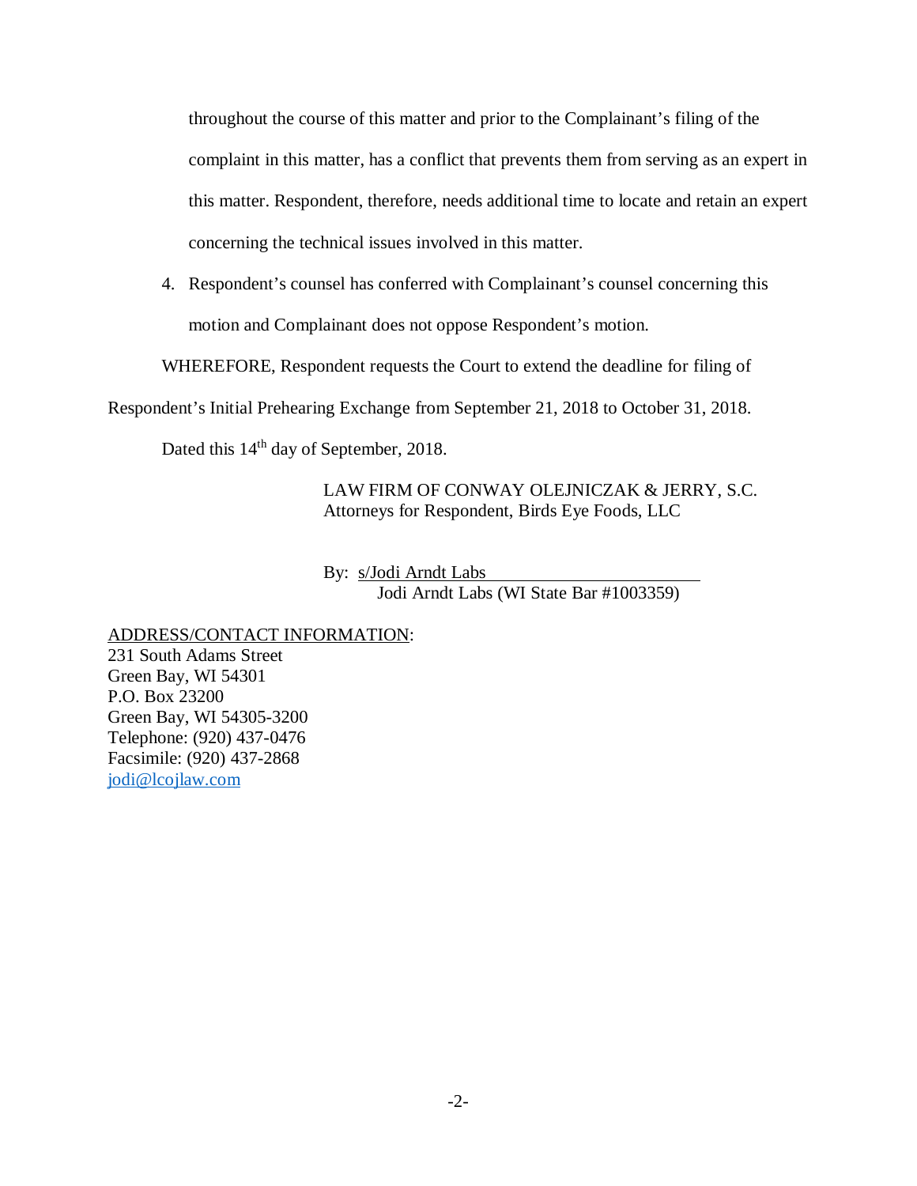throughout the course of this matter and prior to the Complainant's filing of the complaint in this matter, has a conflict that prevents them from serving as an expert in this matter. Respondent, therefore, needs additional time to locate and retain an expert concerning the technical issues involved in this matter.

4. Respondent's counsel has conferred with Complainant's counsel concerning this motion and Complainant does not oppose Respondent's motion.

WHEREFORE, Respondent requests the Court to extend the deadline for filing of Respondent's Initial Prehearing Exchange from September 21, 2018 to October 31, 2018.

Dated this 14th day of September, 2018.

LAW FIRM OF CONWAY OLEJNICZAK & JERRY, S.C.
Attorneys for Respondent, Birds Eye Foods, LLC

By: s/Jodi Arndt Labs
Jodi Arndt Labs (WI State Bar #1003359)

ADDRESS/CONTACT INFORMATION:
231 South Adams Street
Green Bay, WI 54301
P.O. Box 23200
Green Bay, WI 54305-3200
Telephone: (920) 437-0476
Facsimile: (920) 437-2868
jodi@lcojlaw.com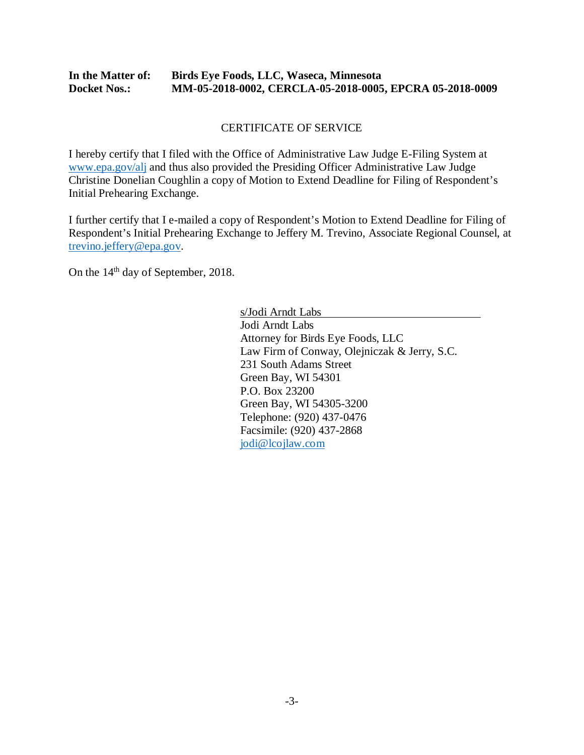**In the Matter of:** **Birds Eye Foods, LLC, Waseca, Minnesota**
**Docket Nos.:** **MM-05-2018-0002, CERCLA-05-2018-0005, EPCRA 05-2018-0009**

CERTIFICATE OF SERVICE

I hereby certify that I filed with the Office of Administrative Law Judge E-Filing System at www.epa.gov/alj and thus also provided the Presiding Officer Administrative Law Judge Christine Donelian Coughlin a copy of Motion to Extend Deadline for Filing of Respondent's Initial Prehearing Exchange.

I further certify that I e-mailed a copy of Respondent's Motion to Extend Deadline for Filing of Respondent's Initial Prehearing Exchange to Jeffery M. Trevino, Associate Regional Counsel, at trevino.jeffery@epa.gov.

On the 14th day of September, 2018.

s/Jodi Arndt Labs
Jodi Arndt Labs
Attorney for Birds Eye Foods, LLC
Law Firm of Conway, Olejniczak & Jerry, S.C.
231 South Adams Street
Green Bay, WI 54301
P.O. Box 23200
Green Bay, WI 54305-3200
Telephone: (920) 437-0476
Facsimile: (920) 437-2868
jodi@lcojlaw.com